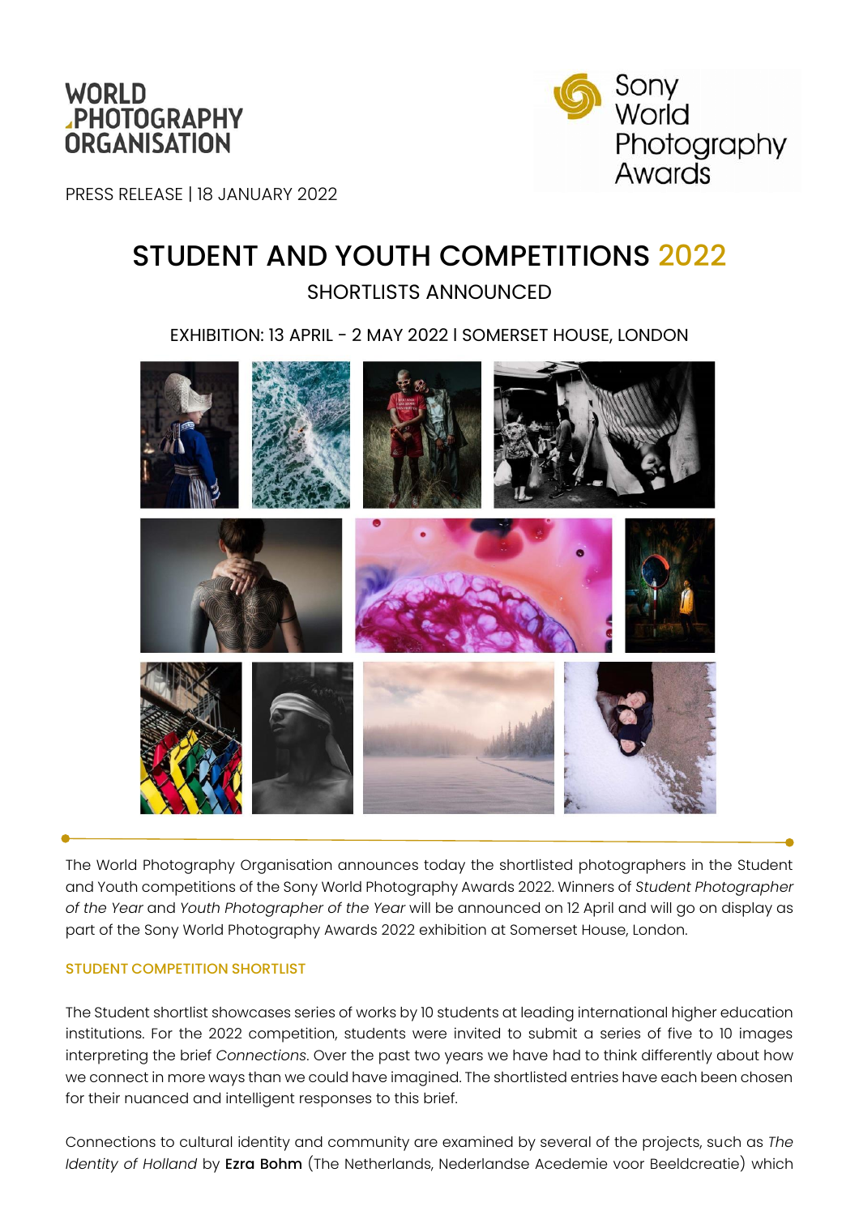WORLD PHOTOGRAPHY ORGANISATION

Sony World Photography Awards

PRESS RELEASE | 18 JANUARY 2022

# STUDENT AND YOUTH COMPETITIONS 2022

## SHORTLISTS ANNOUNCED

EXHIBITION: 13 APRIL - 2 MAY 2022 I SOMERSET HOUSE, LONDON

The World Photography Organisation announces today the shortlisted photographers in the Student and Youth competitions of the Sony World Photography Awards 2022. Winners of *Student Photographer of the Year* and *Youth Photographer of the Year* will be announced on 12 April and will go on display as part of the Sony World Photography Awards 2022 exhibition at Somerset House, London.

### STUDENT COMPETITION SHORTLIST

The Student shortlist showcases series of works by 10 students at leading international higher education institutions. For the 2022 competition, students were invited to submit a series of five to 10 images interpreting the brief *Connections*. Over the past two years we have had to think differently about how we connect in more ways than we could have imagined. The shortlisted entries have each been chosen for their nuanced and intelligent responses to this brief.

Connections to cultural identity and community are examined by several of the projects, such as *The Identity of Holland* by **Ezra Bohm** (The Netherlands, Nederlandse Acedemie voor Beeldcreatie) which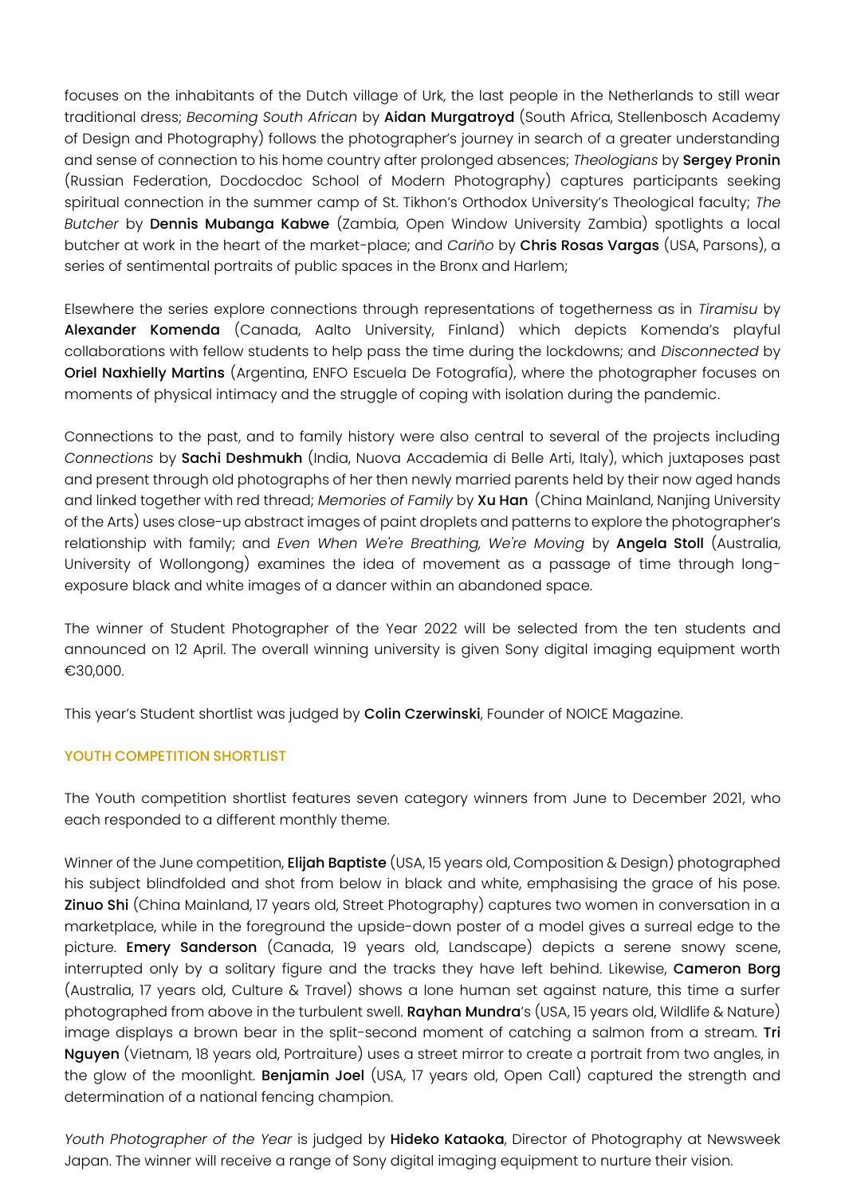focuses on the inhabitants of the Dutch village of Urk, the last people in the Netherlands to still wear traditional dress; *Becoming South African* by **Aidan Murgatroyd** (South Africa, Stellenbosch Academy of Design and Photography) follows the photographer's journey in search of a greater understanding and sense of connection to his home country after prolonged absences; *Theologians* by **Sergey Pronin** (Russian Federation, Docdocdoc School of Modern Photography) captures participants seeking spiritual connection in the summer camp of St. Tikhon's Orthodox University's Theological faculty; *The Butcher* by **Dennis Mubanga Kabwe** (Zambia, Open Window University Zambia) spotlights a local butcher at work in the heart of the market-place; and *Cariño* by **Chris Rosas Vargas** (USA, Parsons), a series of sentimental portraits of public spaces in the Bronx and Harlem;

Elsewhere the series explore connections through representations of togetherness as in *Tiramisu* by **Alexander Komenda** (Canada, Aalto University, Finland) which depicts Komenda's playful collaborations with fellow students to help pass the time during the lockdowns; and *Disconnected* by **Oriel Naxhielly Martins** (Argentina, ENFO Escuela De Fotografía), where the photographer focuses on moments of physical intimacy and the struggle of coping with isolation during the pandemic.

Connections to the past, and to family history were also central to several of the projects including *Connections* by **Sachi Deshmukh** (India, Nuova Accademia di Belle Arti, Italy), which juxtaposes past and present through old photographs of her then newly married parents held by their now aged hands and linked together with red thread; *Memories of Family* by **Xu Han** (China Mainland, Nanjing University of the Arts) uses close-up abstract images of paint droplets and patterns to explore the photographer's relationship with family; and *Even When We're Breathing, We're Moving* by **Angela Stoll** (Australia, University of Wollongong) examines the idea of movement as a passage of time through long-exposure black and white images of a dancer within an abandoned space.

The winner of Student Photographer of the Year 2022 will be selected from the ten students and announced on 12 April. The overall winning university is given Sony digital imaging equipment worth €30,000.

This year's Student shortlist was judged by **Colin Czerwinski**, Founder of NOICE Magazine.

## YOUTH COMPETITION SHORTLIST

The Youth competition shortlist features seven category winners from June to December 2021, who each responded to a different monthly theme.

Winner of the June competition, **Elijah Baptiste** (USA, 15 years old, Composition & Design) photographed his subject blindfolded and shot from below in black and white, emphasising the grace of his pose. **Zinuo Shi** (China Mainland, 17 years old, Street Photography) captures two women in conversation in a marketplace, while in the foreground the upside-down poster of a model gives a surreal edge to the picture. **Emery Sanderson** (Canada, 19 years old, Landscape) depicts a serene snowy scene, interrupted only by a solitary figure and the tracks they have left behind. Likewise, **Cameron Borg** (Australia, 17 years old, Culture & Travel) shows a lone human set against nature, this time a surfer photographed from above in the turbulent swell. **Rayhan Mundra**'s (USA, 15 years old, Wildlife & Nature) image displays a brown bear in the split-second moment of catching a salmon from a stream. **Tri Nguyen** (Vietnam, 18 years old, Portraiture) uses a street mirror to create a portrait from two angles, in the glow of the moonlight. **Benjamin Joel** (USA, 17 years old, Open Call) captured the strength and determination of a national fencing champion.

*Youth Photographer of the Year* is judged by **Hideko Kataoka**, Director of Photography at Newsweek Japan. The winner will receive a range of Sony digital imaging equipment to nurture their vision.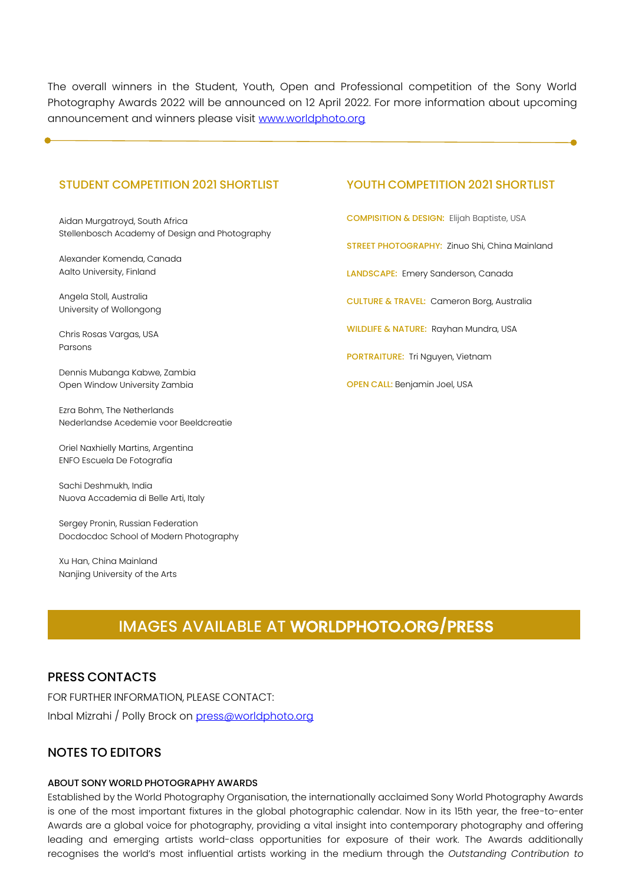The overall winners in the Student, Youth, Open and Professional competition of the Sony World Photography Awards 2022 will be announced on 12 April 2022. For more information about upcoming announcement and winners please visit www.worldphoto.org

## STUDENT COMPETITION 2021 SHORTLIST

Aidan Murgatroyd, South Africa
Stellenbosch Academy of Design and Photography

Alexander Komenda, Canada
Aalto University, Finland

Angela Stoll, Australia
University of Wollongong

Chris Rosas Vargas, USA
Parsons

Dennis Mubanga Kabwe, Zambia
Open Window University Zambia

Ezra Bohm, The Netherlands
Nederlandse Acedemie voor Beeldcreatie

Oriel Naxhielly Martins, Argentina
ENFO Escuela De Fotografía

Sachi Deshmukh, India
Nuova Accademia di Belle Arti, Italy

Sergey Pronin, Russian Federation
Docdocdoc School of Modern Photography

Xu Han, China Mainland
Nanjing University of the Arts

## YOUTH COMPETITION 2021 SHORTLIST

**COMPISITION & DESIGN:** Elijah Baptiste, USA

**STREET PHOTOGRAPHY:** Zinuo Shi, China Mainland

**LANDSCAPE:** Emery Sanderson, Canada

**CULTURE & TRAVEL:** Cameron Borg, Australia

**WILDLIFE & NATURE:** Rayhan Mundra, USA

**PORTRAITURE:** Tri Nguyen, Vietnam

**OPEN CALL:** Benjamin Joel, USA

## IMAGES AVAILABLE AT **WORLDPHOTO.ORG/PRESS**

## PRESS CONTACTS

FOR FURTHER INFORMATION, PLEASE CONTACT:
Inbal Mizrahi / Polly Brock on press@worldphoto.org

## NOTES TO EDITORS

### ABOUT SONY WORLD PHOTOGRAPHY AWARDS

Established by the World Photography Organisation, the internationally acclaimed Sony World Photography Awards is one of the most important fixtures in the global photographic calendar. Now in its 15th year, the free-to-enter Awards are a global voice for photography, providing a vital insight into contemporary photography and offering leading and emerging artists world-class opportunities for exposure of their work. The Awards additionally recognises the world's most influential artists working in the medium through the *Outstanding Contribution to*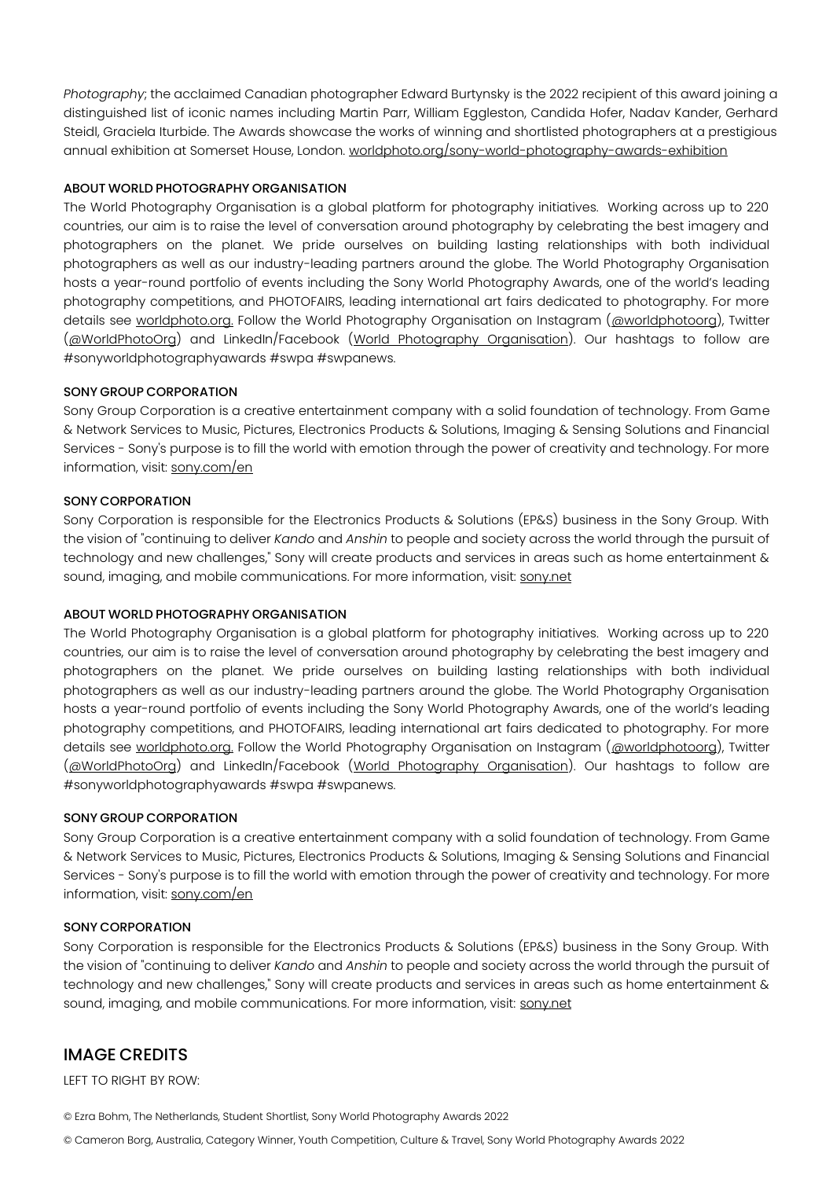*Photography*; the acclaimed Canadian photographer Edward Burtynsky is the 2022 recipient of this award joining a distinguished list of iconic names including Martin Parr, William Eggleston, Candida Hofer, Nadav Kander, Gerhard Steidl, Graciela Iturbide. The Awards showcase the works of winning and shortlisted photographers at a prestigious annual exhibition at Somerset House, London. worldphoto.org/sony-world-photography-awards-exhibition

**ABOUT WORLD PHOTOGRAPHY ORGANISATION**

The World Photography Organisation is a global platform for photography initiatives. Working across up to 220 countries, our aim is to raise the level of conversation around photography by celebrating the best imagery and photographers on the planet. We pride ourselves on building lasting relationships with both individual photographers as well as our industry-leading partners around the globe. The World Photography Organisation hosts a year-round portfolio of events including the Sony World Photography Awards, one of the world's leading photography competitions, and PHOTOFAIRS, leading international art fairs dedicated to photography. For more details see worldphoto.org. Follow the World Photography Organisation on Instagram (@worldphotoorg), Twitter (@WorldPhotoOrg) and LinkedIn/Facebook (World Photography Organisation). Our hashtags to follow are #sonyworldphotographyawards #swpa #swpanews.

**SONY GROUP CORPORATION**

Sony Group Corporation is a creative entertainment company with a solid foundation of technology. From Game & Network Services to Music, Pictures, Electronics Products & Solutions, Imaging & Sensing Solutions and Financial Services - Sony's purpose is to fill the world with emotion through the power of creativity and technology. For more information, visit: sony.com/en

**SONY CORPORATION**

Sony Corporation is responsible for the Electronics Products & Solutions (EP&S) business in the Sony Group. With the vision of "continuing to deliver *Kando* and *Anshin* to people and society across the world through the pursuit of technology and new challenges," Sony will create products and services in areas such as home entertainment & sound, imaging, and mobile communications. For more information, visit: sony.net

**ABOUT WORLD PHOTOGRAPHY ORGANISATION**

The World Photography Organisation is a global platform for photography initiatives. Working across up to 220 countries, our aim is to raise the level of conversation around photography by celebrating the best imagery and photographers on the planet. We pride ourselves on building lasting relationships with both individual photographers as well as our industry-leading partners around the globe. The World Photography Organisation hosts a year-round portfolio of events including the Sony World Photography Awards, one of the world's leading photography competitions, and PHOTOFAIRS, leading international art fairs dedicated to photography. For more details see worldphoto.org. Follow the World Photography Organisation on Instagram (@worldphotoorg), Twitter (@WorldPhotoOrg) and LinkedIn/Facebook (World Photography Organisation). Our hashtags to follow are #sonyworldphotographyawards #swpa #swpanews.

**SONY GROUP CORPORATION**

Sony Group Corporation is a creative entertainment company with a solid foundation of technology. From Game & Network Services to Music, Pictures, Electronics Products & Solutions, Imaging & Sensing Solutions and Financial Services - Sony's purpose is to fill the world with emotion through the power of creativity and technology. For more information, visit: sony.com/en

**SONY CORPORATION**

Sony Corporation is responsible for the Electronics Products & Solutions (EP&S) business in the Sony Group. With the vision of "continuing to deliver *Kando* and *Anshin* to people and society across the world through the pursuit of technology and new challenges," Sony will create products and services in areas such as home entertainment & sound, imaging, and mobile communications. For more information, visit: sony.net

## IMAGE CREDITS

LEFT TO RIGHT BY ROW:

© Ezra Bohm, The Netherlands, Student Shortlist, Sony World Photography Awards 2022

© Cameron Borg, Australia, Category Winner, Youth Competition, Culture & Travel, Sony World Photography Awards 2022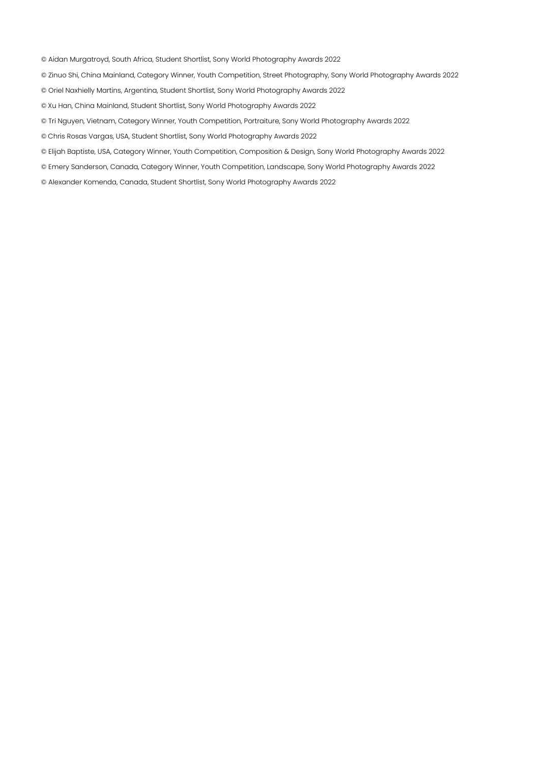© Aidan Murgatroyd, South Africa, Student Shortlist, Sony World Photography Awards 2022

© Zinuo Shi, China Mainland, Category Winner, Youth Competition, Street Photography, Sony World Photography Awards 2022

© Oriel Naxhielly Martins, Argentina, Student Shortlist, Sony World Photography Awards 2022

© Xu Han, China Mainland, Student Shortlist, Sony World Photography Awards 2022

© Tri Nguyen, Vietnam, Category Winner, Youth Competition, Portraiture, Sony World Photography Awards 2022

© Chris Rosas Vargas, USA, Student Shortlist, Sony World Photography Awards 2022

© Elijah Baptiste, USA, Category Winner, Youth Competition, Composition & Design, Sony World Photography Awards 2022

© Emery Sanderson, Canada, Category Winner, Youth Competition, Landscape, Sony World Photography Awards 2022

© Alexander Komenda, Canada, Student Shortlist, Sony World Photography Awards 2022